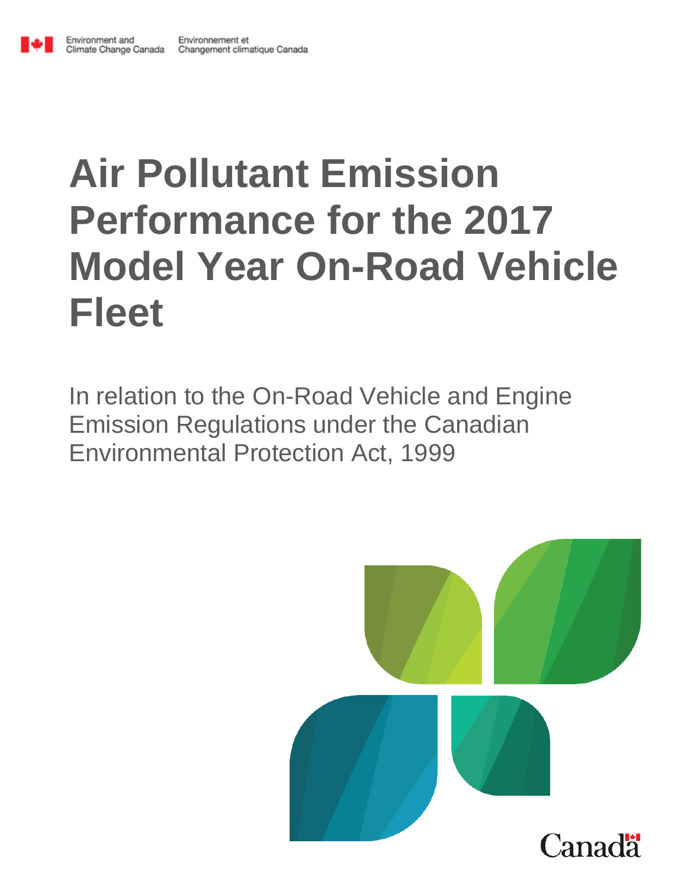Environment and Climate Change Canada | Environnement et Changement climatique Canada

# Air Pollutant Emission Performance for the 2017 Model Year On-Road Vehicle Fleet

In relation to the On-Road Vehicle and Engine Emission Regulations under the Canadian Environmental Protection Act, 1999

Canada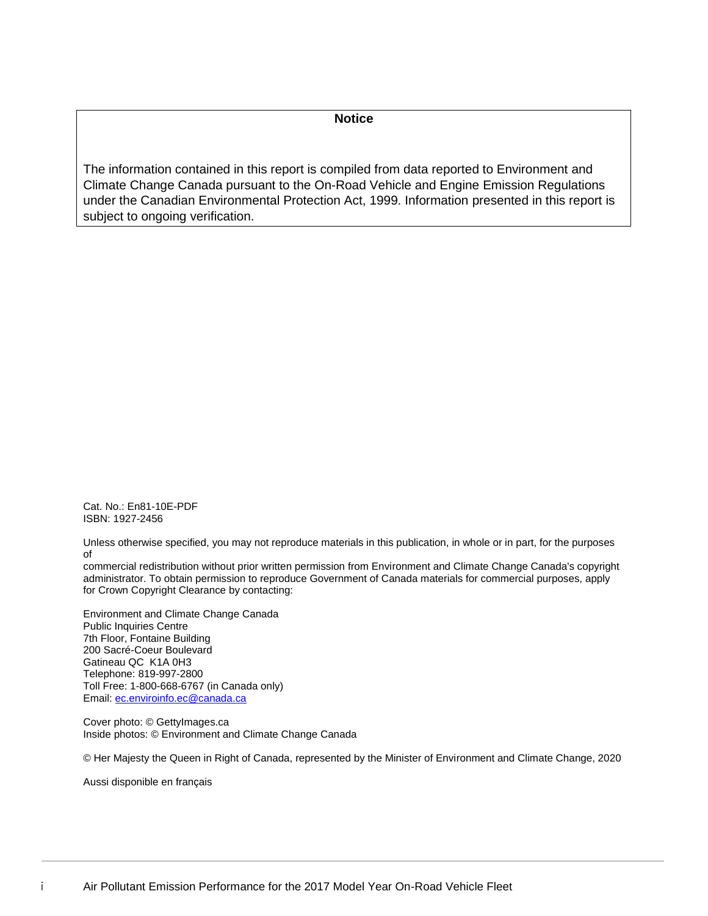**Notice**

The information contained in this report is compiled from data reported to Environment and Climate Change Canada pursuant to the On-Road Vehicle and Engine Emission Regulations under the Canadian Environmental Protection Act, 1999. Information presented in this report is subject to ongoing verification.

Cat. No.: En81-10E-PDF
ISBN: 1927-2456

Unless otherwise specified, you may not reproduce materials in this publication, in whole or in part, for the purposes of commercial redistribution without prior written permission from Environment and Climate Change Canada's copyright administrator. To obtain permission to reproduce Government of Canada materials for commercial purposes, apply for Crown Copyright Clearance by contacting:

Environment and Climate Change Canada
Public Inquiries Centre
7th Floor, Fontaine Building
200 Sacré-Coeur Boulevard
Gatineau QC K1A 0H3
Telephone: 819-997-2800
Toll Free: 1-800-668-6767 (in Canada only)
Email: ec.enviroinfo.ec@canada.ca

Cover photo: © GettyImages.ca
Inside photos: © Environment and Climate Change Canada

© Her Majesty the Queen in Right of Canada, represented by the Minister of Environment and Climate Change, 2020

Aussi disponible en français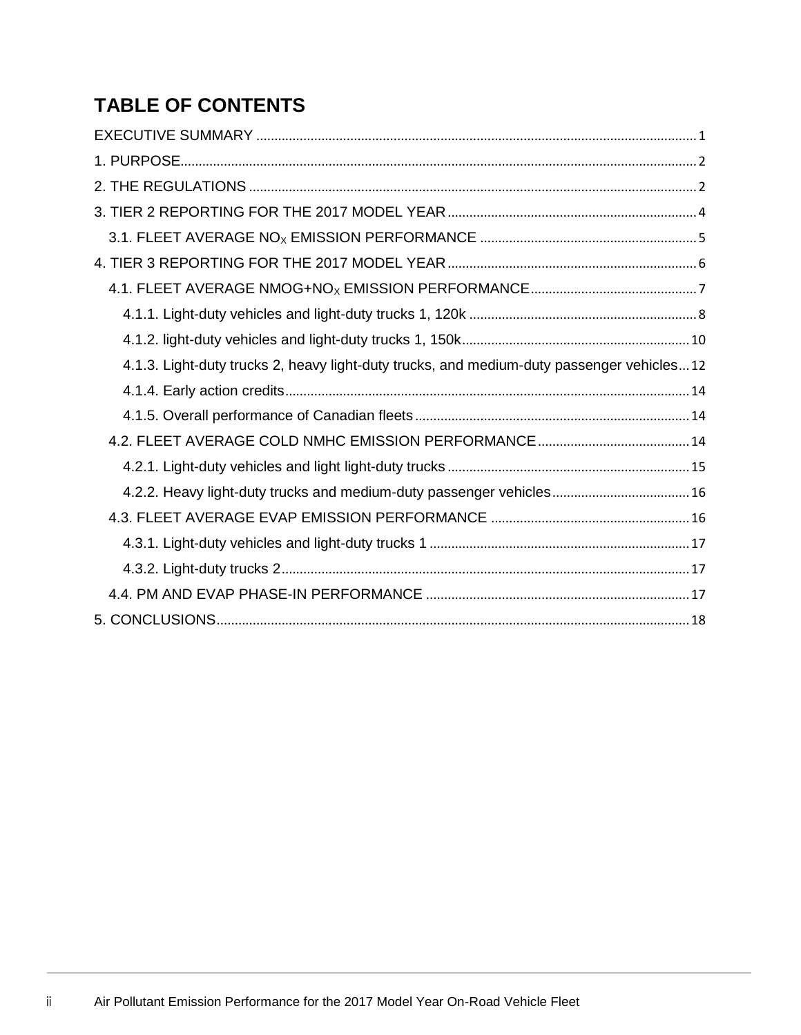# TABLE OF CONTENTS

EXECUTIVE SUMMARY ........................................................................................................................ 1

1. PURPOSE............................................................................................................................................. 2

2. THE REGULATIONS ........................................................................................................................... 2

3. TIER 2 REPORTING FOR THE 2017 MODEL YEAR .................................................................... 4

  3.1. FLEET AVERAGE $NO_X$ EMISSION PERFORMANCE ........................................................... 5

4. TIER 3 REPORTING FOR THE 2017 MODEL YEAR .................................................................... 6

  4.1. FLEET AVERAGE NMOG+$NO_X$ EMISSION PERFORMANCE ............................................. 7

    4.1.1. Light-duty vehicles and light-duty trucks 1, 120k ............................................................... 8

    4.1.2. light-duty vehicles and light-duty trucks 1, 150k.............................................................. 10

    4.1.3. Light-duty trucks 2, heavy light-duty trucks, and medium-duty passenger vehicles... 12

    4.1.4. Early action credits............................................................................................................. 14

    4.1.5. Overall performance of Canadian fleets........................................................................... 14

  4.2. FLEET AVERAGE COLD NMHC EMISSION PERFORMANCE .......................................... 14

    4.2.1. Light-duty vehicles and light light-duty trucks .................................................................. 15

    4.2.2. Heavy light-duty trucks and medium-duty passenger vehicles...................................... 16

  4.3. FLEET AVERAGE EVAP EMISSION PERFORMANCE ...................................................... 16

    4.3.1. Light-duty vehicles and light-duty trucks 1 ....................................................................... 17

    4.3.2. Light-duty trucks 2............................................................................................................... 17

  4.4. PM AND EVAP PHASE-IN PERFORMANCE ........................................................................ 17

5. CONCLUSIONS.................................................................................................................................. 18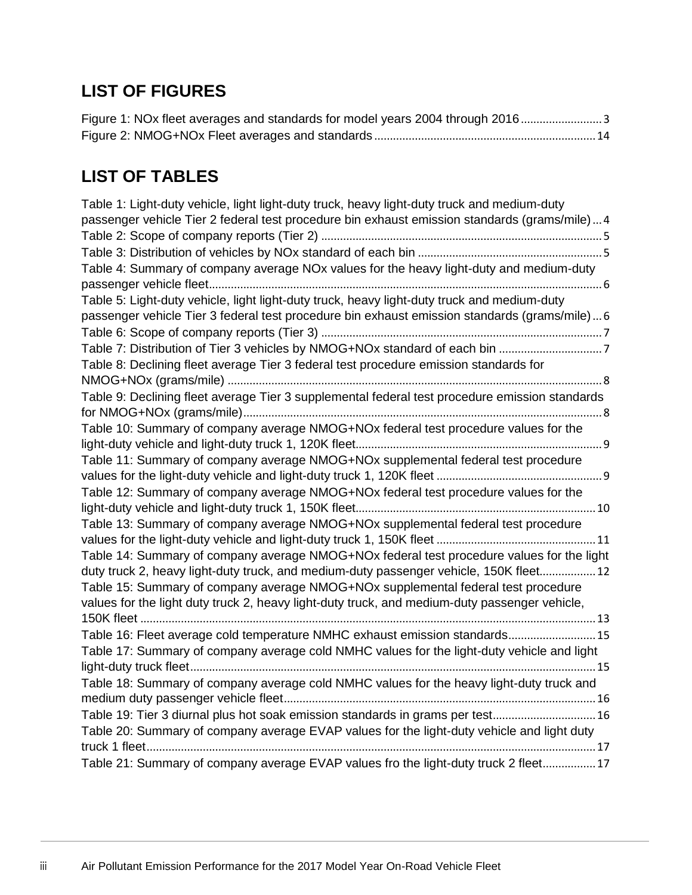## LIST OF FIGURES

Figure 1: NOx fleet averages and standards for model years 2004 through 2016 ........................ 3
Figure 2: NMOG+NOx Fleet averages and standards ........................................................ 14

## LIST OF TABLES

Table 1: Light-duty vehicle, light light-duty truck, heavy light-duty truck and medium-duty passenger vehicle Tier 2 federal test procedure bin exhaust emission standards (grams/mile) ... 4
Table 2: Scope of company reports (Tier 2) ........................................................................ 5
Table 3: Distribution of vehicles by NOx standard of each bin ........................................... 5
Table 4: Summary of company average NOx values for the heavy light-duty and medium-duty passenger vehicle fleet .......................................................................................................... 6
Table 5: Light-duty vehicle, light light-duty truck, heavy light-duty truck and medium-duty passenger vehicle Tier 3 federal test procedure bin exhaust emission standards (grams/mile) ... 6
Table 6: Scope of company reports (Tier 3) ........................................................................ 7
Table 7: Distribution of Tier 3 vehicles by NMOG+NOx standard of each bin ...................... 7
Table 8: Declining fleet average Tier 3 federal test procedure emission standards for NMOG+NOx (grams/mile) ...................................................................................................... 8
Table 9: Declining fleet average Tier 3 supplemental federal test procedure emission standards for NMOG+NOx (grams/mile) ...................................................................................................... 8
Table 10: Summary of company average NMOG+NOx federal test procedure values for the light-duty vehicle and light-duty truck 1, 120K fleet ............................................................. 9
Table 11: Summary of company average NMOG+NOx supplemental federal test procedure values for the light-duty vehicle and light-duty truck 1, 120K fleet ........................................ 9
Table 12: Summary of company average NMOG+NOx federal test procedure values for the light-duty vehicle and light-duty truck 1, 150K fleet ............................................................. 10
Table 13: Summary of company average NMOG+NOx supplemental federal test procedure values for the light-duty vehicle and light-duty truck 1, 150K fleet ........................................ 11
Table 14: Summary of company average NMOG+NOx federal test procedure values for the light duty truck 2, heavy light-duty truck, and medium-duty passenger vehicle, 150K fleet ........... 12
Table 15: Summary of company average NMOG+NOx supplemental federal test procedure values for the light duty truck 2, heavy light-duty truck, and medium-duty passenger vehicle, 150K fleet ................................................................................................................................ 13
Table 16: Fleet average cold temperature NMHC exhaust emission standards ........................ 15
Table 17: Summary of company average cold NMHC values for the light-duty vehicle and light light-duty truck fleet ................................................................................................................ 15
Table 18: Summary of company average cold NMHC values for the heavy light-duty truck and medium duty passenger vehicle fleet ...................................................................................... 16
Table 19: Tier 3 diurnal plus hot soak emission standards in grams per test ........................... 16
Table 20: Summary of company average EVAP values for the light-duty vehicle and light duty truck 1 fleet ............................................................................................................................. 17
Table 21: Summary of company average EVAP values fro the light-duty truck 2 fleet ................ 17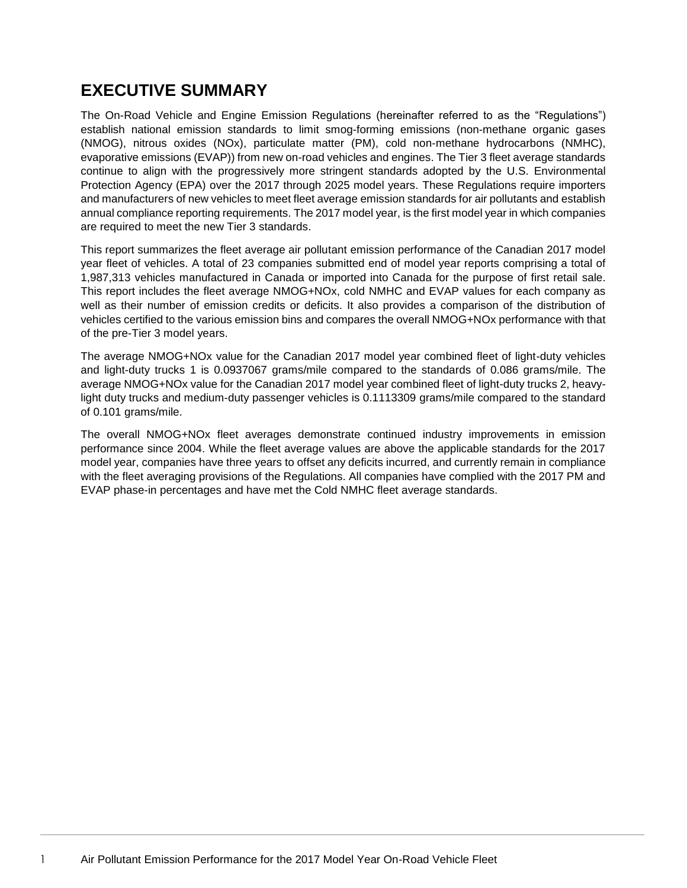# EXECUTIVE SUMMARY

The On-Road Vehicle and Engine Emission Regulations (hereinafter referred to as the "Regulations") establish national emission standards to limit smog-forming emissions (non-methane organic gases (NMOG), nitrous oxides (NOx), particulate matter (PM), cold non-methane hydrocarbons (NMHC), evaporative emissions (EVAP)) from new on-road vehicles and engines. The Tier 3 fleet average standards continue to align with the progressively more stringent standards adopted by the U.S. Environmental Protection Agency (EPA) over the 2017 through 2025 model years. These Regulations require importers and manufacturers of new vehicles to meet fleet average emission standards for air pollutants and establish annual compliance reporting requirements. The 2017 model year, is the first model year in which companies are required to meet the new Tier 3 standards.

This report summarizes the fleet average air pollutant emission performance of the Canadian 2017 model year fleet of vehicles. A total of 23 companies submitted end of model year reports comprising a total of 1,987,313 vehicles manufactured in Canada or imported into Canada for the purpose of first retail sale. This report includes the fleet average NMOG+NOx, cold NMHC and EVAP values for each company as well as their number of emission credits or deficits. It also provides a comparison of the distribution of vehicles certified to the various emission bins and compares the overall NMOG+NOx performance with that of the pre-Tier 3 model years.

The average NMOG+NOx value for the Canadian 2017 model year combined fleet of light-duty vehicles and light-duty trucks 1 is 0.0937067 grams/mile compared to the standards of 0.086 grams/mile. The average NMOG+NOx value for the Canadian 2017 model year combined fleet of light-duty trucks 2, heavy-light duty trucks and medium-duty passenger vehicles is 0.1113309 grams/mile compared to the standard of 0.101 grams/mile.

The overall NMOG+NOx fleet averages demonstrate continued industry improvements in emission performance since 2004. While the fleet average values are above the applicable standards for the 2017 model year, companies have three years to offset any deficits incurred, and currently remain in compliance with the fleet averaging provisions of the Regulations. All companies have complied with the 2017 PM and EVAP phase-in percentages and have met the Cold NMHC fleet average standards.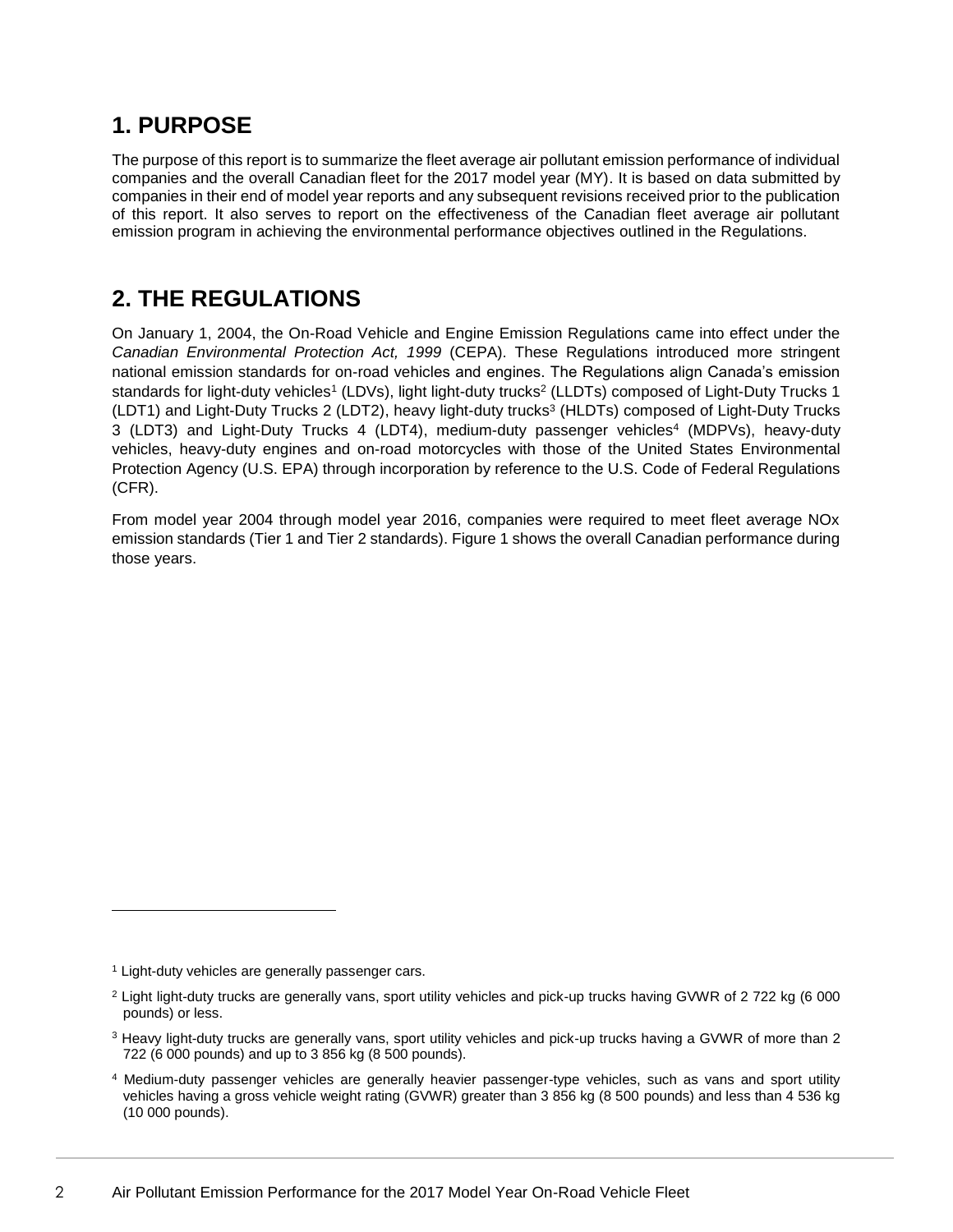## 1. PURPOSE

The purpose of this report is to summarize the fleet average air pollutant emission performance of individual companies and the overall Canadian fleet for the 2017 model year (MY). It is based on data submitted by companies in their end of model year reports and any subsequent revisions received prior to the publication of this report. It also serves to report on the effectiveness of the Canadian fleet average air pollutant emission program in achieving the environmental performance objectives outlined in the Regulations.

## 2. THE REGULATIONS

On January 1, 2004, the On-Road Vehicle and Engine Emission Regulations came into effect under the *Canadian Environmental Protection Act, 1999* (CEPA). These Regulations introduced more stringent national emission standards for on-road vehicles and engines. The Regulations align Canada's emission standards for light-duty vehicles[1] (LDVs), light light-duty trucks[2] (LLDTs) composed of Light-Duty Trucks 1 (LDT1) and Light-Duty Trucks 2 (LDT2), heavy light-duty trucks[3] (HLDTs) composed of Light-Duty Trucks 3 (LDT3) and Light-Duty Trucks 4 (LDT4), medium-duty passenger vehicles[4] (MDPVs), heavy-duty vehicles, heavy-duty engines and on-road motorcycles with those of the United States Environmental Protection Agency (U.S. EPA) through incorporation by reference to the U.S. Code of Federal Regulations (CFR).

From model year 2004 through model year 2016, companies were required to meet fleet average NOx emission standards (Tier 1 and Tier 2 standards). Figure 1 shows the overall Canadian performance during those years.

---

[1] Light-duty vehicles are generally passenger cars.

[2] Light light-duty trucks are generally vans, sport utility vehicles and pick-up trucks having GVWR of 2 722 kg (6 000 pounds) or less.

[3] Heavy light-duty trucks are generally vans, sport utility vehicles and pick-up trucks having a GVWR of more than 2 722 (6 000 pounds) and up to 3 856 kg (8 500 pounds).

[4] Medium-duty passenger vehicles are generally heavier passenger-type vehicles, such as vans and sport utility vehicles having a gross vehicle weight rating (GVWR) greater than 3 856 kg (8 500 pounds) and less than 4 536 kg (10 000 pounds).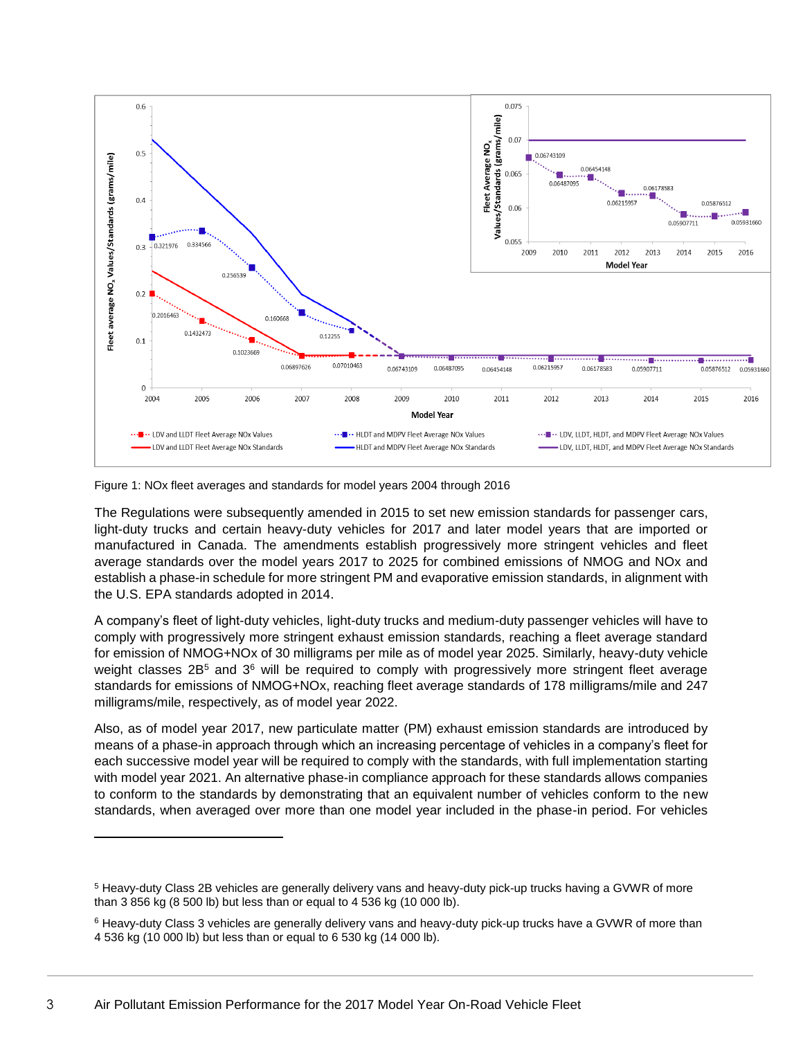Figure 1: NOx fleet averages and standards for model years 2004 through 2016

The Regulations were subsequently amended in 2015 to set new emission standards for passenger cars, light-duty trucks and certain heavy-duty vehicles for 2017 and later model years that are imported or manufactured in Canada. The amendments establish progressively more stringent vehicles and fleet average standards over the model years 2017 to 2025 for combined emissions of NMOG and NOx and establish a phase-in schedule for more stringent PM and evaporative emission standards, in alignment with the U.S. EPA standards adopted in 2014.

A company's fleet of light-duty vehicles, light-duty trucks and medium-duty passenger vehicles will have to comply with progressively more stringent exhaust emission standards, reaching a fleet average standard for emission of NMOG+NOx of 30 milligrams per mile as of model year 2025. Similarly, heavy-duty vehicle weight classes 2B[5] and 3[6] will be required to comply with progressively more stringent fleet average standards for emissions of NMOG+NOx, reaching fleet average standards of 178 milligrams/mile and 247 milligrams/mile, respectively, as of model year 2022.

Also, as of model year 2017, new particulate matter (PM) exhaust emission standards are introduced by means of a phase-in approach through which an increasing percentage of vehicles in a company's fleet for each successive model year will be required to comply with the standards, with full implementation starting with model year 2021. An alternative phase-in compliance approach for these standards allows companies to conform to the standards by demonstrating that an equivalent number of vehicles conform to the new standards, when averaged over more than one model year included in the phase-in period. For vehicles

[5] Heavy-duty Class 2B vehicles are generally delivery vans and heavy-duty pick-up trucks having a GVWR of more than 3 856 kg (8 500 lb) but less than or equal to 4 536 kg (10 000 lb).

[6] Heavy-duty Class 3 vehicles are generally delivery vans and heavy-duty pick-up trucks have a GVWR of more than 4 536 kg (10 000 lb) but less than or equal to 6 530 kg (14 000 lb).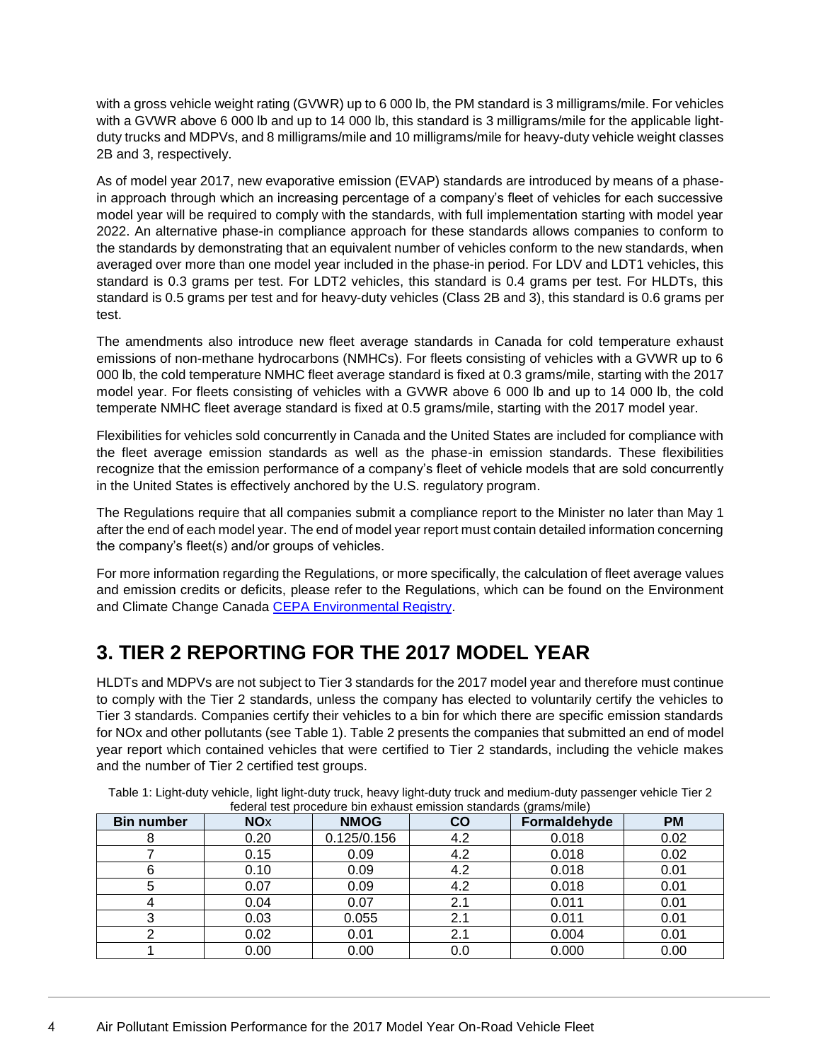with a gross vehicle weight rating (GVWR) up to 6 000 lb, the PM standard is 3 milligrams/mile. For vehicles with a GVWR above 6 000 lb and up to 14 000 lb, this standard is 3 milligrams/mile for the applicable light-duty trucks and MDPVs, and 8 milligrams/mile and 10 milligrams/mile for heavy-duty vehicle weight classes 2B and 3, respectively.

As of model year 2017, new evaporative emission (EVAP) standards are introduced by means of a phase-in approach through which an increasing percentage of a company's fleet of vehicles for each successive model year will be required to comply with the standards, with full implementation starting with model year 2022. An alternative phase-in compliance approach for these standards allows companies to conform to the standards by demonstrating that an equivalent number of vehicles conform to the new standards, when averaged over more than one model year included in the phase-in period. For LDV and LDT1 vehicles, this standard is 0.3 grams per test. For LDT2 vehicles, this standard is 0.4 grams per test. For HLDTs, this standard is 0.5 grams per test and for heavy-duty vehicles (Class 2B and 3), this standard is 0.6 grams per test.

The amendments also introduce new fleet average standards in Canada for cold temperature exhaust emissions of non-methane hydrocarbons (NMHCs). For fleets consisting of vehicles with a GVWR up to 6 000 lb, the cold temperature NMHC fleet average standard is fixed at 0.3 grams/mile, starting with the 2017 model year. For fleets consisting of vehicles with a GVWR above 6 000 lb and up to 14 000 lb, the cold temperate NMHC fleet average standard is fixed at 0.5 grams/mile, starting with the 2017 model year.

Flexibilities for vehicles sold concurrently in Canada and the United States are included for compliance with the fleet average emission standards as well as the phase-in emission standards. These flexibilities recognize that the emission performance of a company's fleet of vehicle models that are sold concurrently in the United States is effectively anchored by the U.S. regulatory program.

The Regulations require that all companies submit a compliance report to the Minister no later than May 1 after the end of each model year. The end of model year report must contain detailed information concerning the company's fleet(s) and/or groups of vehicles.

For more information regarding the Regulations, or more specifically, the calculation of fleet average values and emission credits or deficits, please refer to the Regulations, which can be found on the Environment and Climate Change Canada CEPA Environmental Registry.

# 3. TIER 2 REPORTING FOR THE 2017 MODEL YEAR

HLDTs and MDPVs are not subject to Tier 3 standards for the 2017 model year and therefore must continue to comply with the Tier 2 standards, unless the company has elected to voluntarily certify the vehicles to Tier 3 standards. Companies certify their vehicles to a bin for which there are specific emission standards for NOx and other pollutants (see Table 1). Table 2 presents the companies that submitted an end of model year report which contained vehicles that were certified to Tier 2 standards, including the vehicle makes and the number of Tier 2 certified test groups.

Table 1: Light-duty vehicle, light light-duty truck, heavy light-duty truck and medium-duty passenger vehicle Tier 2 federal test procedure bin exhaust emission standards (grams/mile)

| Bin number | NOx | NMOG | CO | Formaldehyde | PM |
|---|---|---|---|---|---|
| 8 | 0.20 | 0.125/0.156 | 4.2 | 0.018 | 0.02 |
| 7 | 0.15 | 0.09 | 4.2 | 0.018 | 0.02 |
| 6 | 0.10 | 0.09 | 4.2 | 0.018 | 0.01 |
| 5 | 0.07 | 0.09 | 4.2 | 0.018 | 0.01 |
| 4 | 0.04 | 0.07 | 2.1 | 0.011 | 0.01 |
| 3 | 0.03 | 0.055 | 2.1 | 0.011 | 0.01 |
| 2 | 0.02 | 0.01 | 2.1 | 0.004 | 0.01 |
| 1 | 0.00 | 0.00 | 0.0 | 0.000 | 0.00 |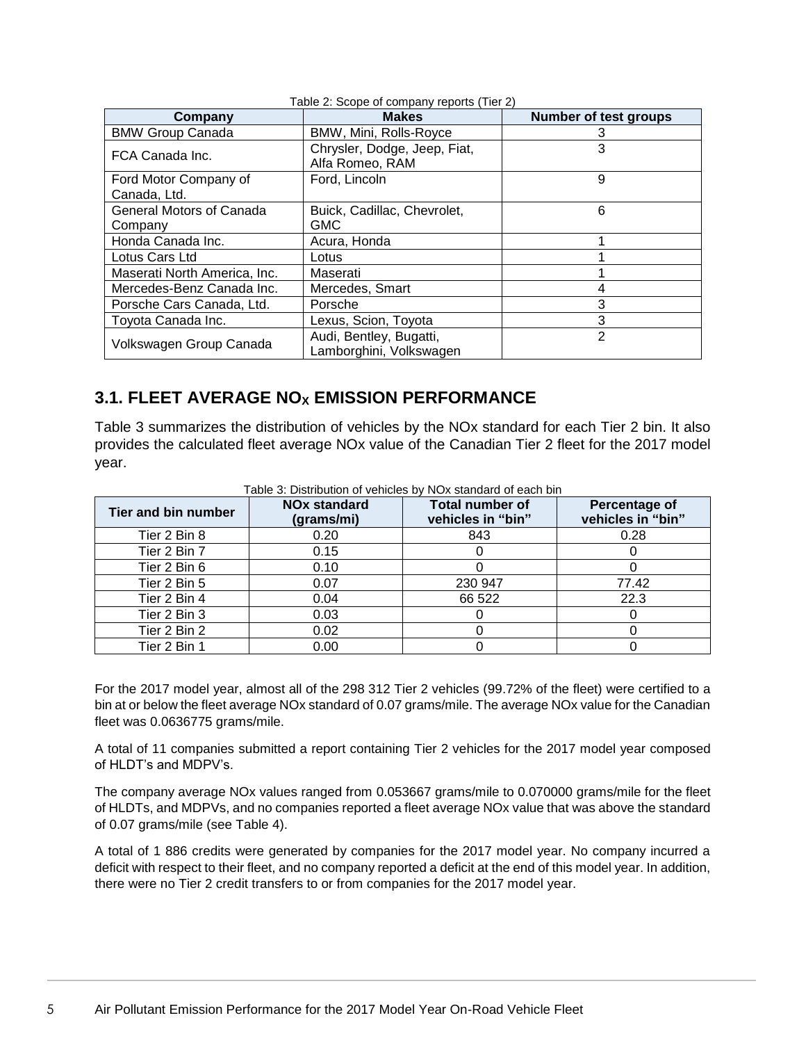Table 2: Scope of company reports (Tier 2)

| Company | Makes | Number of test groups |
| --- | --- | --- |
| BMW Group Canada | BMW, Mini, Rolls-Royce | 3 |
| FCA Canada Inc. | Chrysler, Dodge, Jeep, Fiat, Alfa Romeo, RAM | 3 |
| Ford Motor Company of Canada, Ltd. | Ford, Lincoln | 9 |
| General Motors of Canada Company | Buick, Cadillac, Chevrolet, GMC | 6 |
| Honda Canada Inc. | Acura, Honda | 1 |
| Lotus Cars Ltd | Lotus | 1 |
| Maserati North America, Inc. | Maserati | 1 |
| Mercedes-Benz Canada Inc. | Mercedes, Smart | 4 |
| Porsche Cars Canada, Ltd. | Porsche | 3 |
| Toyota Canada Inc. | Lexus, Scion, Toyota | 3 |
| Volkswagen Group Canada | Audi, Bentley, Bugatti, Lamborghini, Volkswagen | 2 |

## 3.1. FLEET AVERAGE $NO_X$ EMISSION PERFORMANCE

Table 3 summarizes the distribution of vehicles by the NOx standard for each Tier 2 bin. It also provides the calculated fleet average NOx value of the Canadian Tier 2 fleet for the 2017 model year.

Table 3: Distribution of vehicles by NOx standard of each bin

| Tier and bin number | NOx standard (grams/mi) | Total number of vehicles in "bin" | Percentage of vehicles in "bin" |
| --- | --- | --- | --- |
| Tier 2 Bin 8 | 0.20 | 843 | 0.28 |
| Tier 2 Bin 7 | 0.15 | 0 | 0 |
| Tier 2 Bin 6 | 0.10 | 0 | 0 |
| Tier 2 Bin 5 | 0.07 | 230 947 | 77.42 |
| Tier 2 Bin 4 | 0.04 | 66 522 | 22.3 |
| Tier 2 Bin 3 | 0.03 | 0 | 0 |
| Tier 2 Bin 2 | 0.02 | 0 | 0 |
| Tier 2 Bin 1 | 0.00 | 0 | 0 |

For the 2017 model year, almost all of the 298 312 Tier 2 vehicles (99.72% of the fleet) were certified to a bin at or below the fleet average NOx standard of 0.07 grams/mile. The average NOx value for the Canadian fleet was 0.0636775 grams/mile.

A total of 11 companies submitted a report containing Tier 2 vehicles for the 2017 model year composed of HLDT's and MDPV's.

The company average NOx values ranged from 0.053667 grams/mile to 0.070000 grams/mile for the fleet of HLDTs, and MDPVs, and no companies reported a fleet average NOx value that was above the standard of 0.07 grams/mile (see Table 4).

A total of 1 886 credits were generated by companies for the 2017 model year. No company incurred a deficit with respect to their fleet, and no company reported a deficit at the end of this model year. In addition, there were no Tier 2 credit transfers to or from companies for the 2017 model year.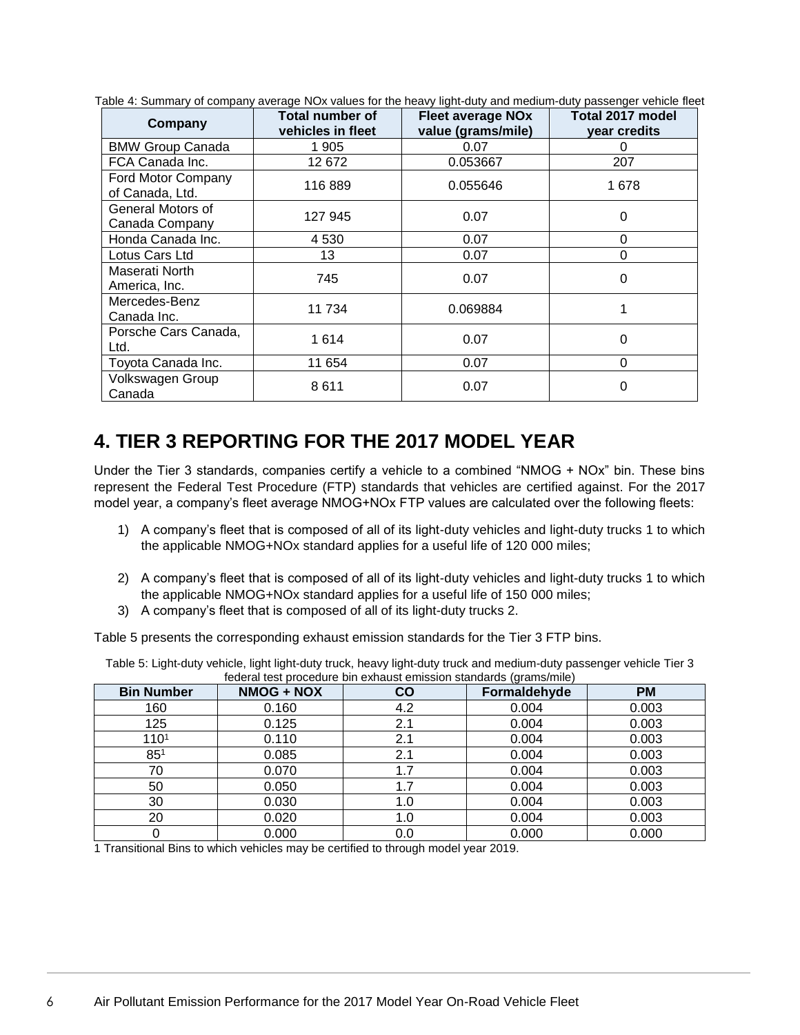Table 4: Summary of company average NOx values for the heavy light-duty and medium-duty passenger vehicle fleet

| Company | Total number of vehicles in fleet | Fleet average NOx value (grams/mile) | Total 2017 model year credits |
|---|---|---|---|
| BMW Group Canada | 1 905 | 0.07 | 0 |
| FCA Canada Inc. | 12 672 | 0.053667 | 207 |
| Ford Motor Company of Canada, Ltd. | 116 889 | 0.055646 | 1 678 |
| General Motors of Canada Company | 127 945 | 0.07 | 0 |
| Honda Canada Inc. | 4 530 | 0.07 | 0 |
| Lotus Cars Ltd | 13 | 0.07 | 0 |
| Maserati North America, Inc. | 745 | 0.07 | 0 |
| Mercedes-Benz Canada Inc. | 11 734 | 0.069884 | 1 |
| Porsche Cars Canada, Ltd. | 1 614 | 0.07 | 0 |
| Toyota Canada Inc. | 11 654 | 0.07 | 0 |
| Volkswagen Group Canada | 8 611 | 0.07 | 0 |

# 4. TIER 3 REPORTING FOR THE 2017 MODEL YEAR

Under the Tier 3 standards, companies certify a vehicle to a combined "NMOG + NOx" bin. These bins represent the Federal Test Procedure (FTP) standards that vehicles are certified against. For the 2017 model year, a company's fleet average NMOG+NOx FTP values are calculated over the following fleets:

1) A company's fleet that is composed of all of its light-duty vehicles and light-duty trucks 1 to which the applicable NMOG+NOx standard applies for a useful life of 120 000 miles;

2) A company's fleet that is composed of all of its light-duty vehicles and light-duty trucks 1 to which the applicable NMOG+NOx standard applies for a useful life of 150 000 miles;
3) A company's fleet that is composed of all of its light-duty trucks 2.

Table 5 presents the corresponding exhaust emission standards for the Tier 3 FTP bins.

Table 5: Light-duty vehicle, light light-duty truck, heavy light-duty truck and medium-duty passenger vehicle Tier 3 federal test procedure bin exhaust emission standards (grams/mile)

| Bin Number | NMOG + NOX | CO | Formaldehyde | PM |
|---|---|---|---|---|
| 160 | 0.160 | 4.2 | 0.004 | 0.003 |
| 125 | 0.125 | 2.1 | 0.004 | 0.003 |
| 110[1] | 0.110 | 2.1 | 0.004 | 0.003 |
| 85[1] | 0.085 | 2.1 | 0.004 | 0.003 |
| 70 | 0.070 | 1.7 | 0.004 | 0.003 |
| 50 | 0.050 | 1.7 | 0.004 | 0.003 |
| 30 | 0.030 | 1.0 | 0.004 | 0.003 |
| 20 | 0.020 | 1.0 | 0.004 | 0.003 |
| 0 | 0.000 | 0.0 | 0.000 | 0.000 |

1 Transitional Bins to which vehicles may be certified to through model year 2019.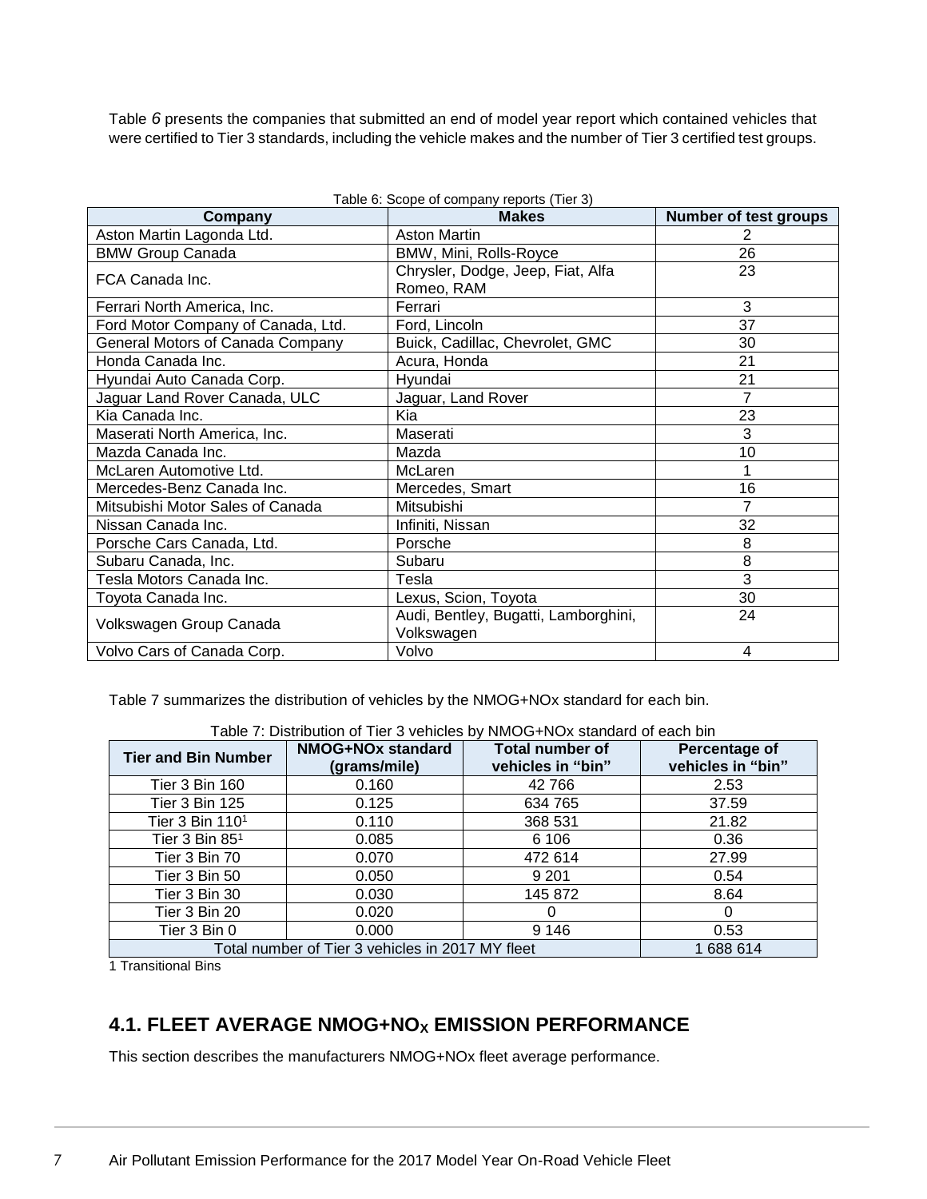Table *6* presents the companies that submitted an end of model year report which contained vehicles that were certified to Tier 3 standards, including the vehicle makes and the number of Tier 3 certified test groups.

Table 6: Scope of company reports (Tier 3)

| Company | Makes | Number of test groups |
|---|---|---|
| Aston Martin Lagonda Ltd. | Aston Martin | 2 |
| BMW Group Canada | BMW, Mini, Rolls-Royce | 26 |
| FCA Canada Inc. | Chrysler, Dodge, Jeep, Fiat, Alfa Romeo, RAM | 23 |
| Ferrari North America, Inc. | Ferrari | 3 |
| Ford Motor Company of Canada, Ltd. | Ford, Lincoln | 37 |
| General Motors of Canada Company | Buick, Cadillac, Chevrolet, GMC | 30 |
| Honda Canada Inc. | Acura, Honda | 21 |
| Hyundai Auto Canada Corp. | Hyundai | 21 |
| Jaguar Land Rover Canada, ULC | Jaguar, Land Rover | 7 |
| Kia Canada Inc. | Kia | 23 |
| Maserati North America, Inc. | Maserati | 3 |
| Mazda Canada Inc. | Mazda | 10 |
| McLaren Automotive Ltd. | McLaren | 1 |
| Mercedes-Benz Canada Inc. | Mercedes, Smart | 16 |
| Mitsubishi Motor Sales of Canada | Mitsubishi | 7 |
| Nissan Canada Inc. | Infiniti, Nissan | 32 |
| Porsche Cars Canada, Ltd. | Porsche | 8 |
| Subaru Canada, Inc. | Subaru | 8 |
| Tesla Motors Canada Inc. | Tesla | 3 |
| Toyota Canada Inc. | Lexus, Scion, Toyota | 30 |
| Volkswagen Group Canada | Audi, Bentley, Bugatti, Lamborghini, Volkswagen | 24 |
| Volvo Cars of Canada Corp. | Volvo | 4 |

Table 7 summarizes the distribution of vehicles by the NMOG+NOx standard for each bin.

Table 7: Distribution of Tier 3 vehicles by NMOG+NOx standard of each bin

| Tier and Bin Number | NMOG+NOx standard (grams/mile) | Total number of vehicles in "bin" | Percentage of vehicles in "bin" |
|---|---|---|---|
| Tier 3 Bin 160 | 0.160 | 42 766 | 2.53 |
| Tier 3 Bin 125 | 0.125 | 634 765 | 37.59 |
| Tier 3 Bin 110[1] | 0.110 | 368 531 | 21.82 |
| Tier 3 Bin 85[1] | 0.085 | 6 106 | 0.36 |
| Tier 3 Bin 70 | 0.070 | 472 614 | 27.99 |
| Tier 3 Bin 50 | 0.050 | 9 201 | 0.54 |
| Tier 3 Bin 30 | 0.030 | 145 872 | 8.64 |
| Tier 3 Bin 20 | 0.020 | 0 | 0 |
| Tier 3 Bin 0 | 0.000 | 9 146 | 0.53 |
| Total number of Tier 3 vehicles in 2017 MY fleet | | | 1 688 614 |

1 Transitional Bins

## 4.1. FLEET AVERAGE NMOG+$NO_X$ EMISSION PERFORMANCE

This section describes the manufacturers NMOG+NOx fleet average performance.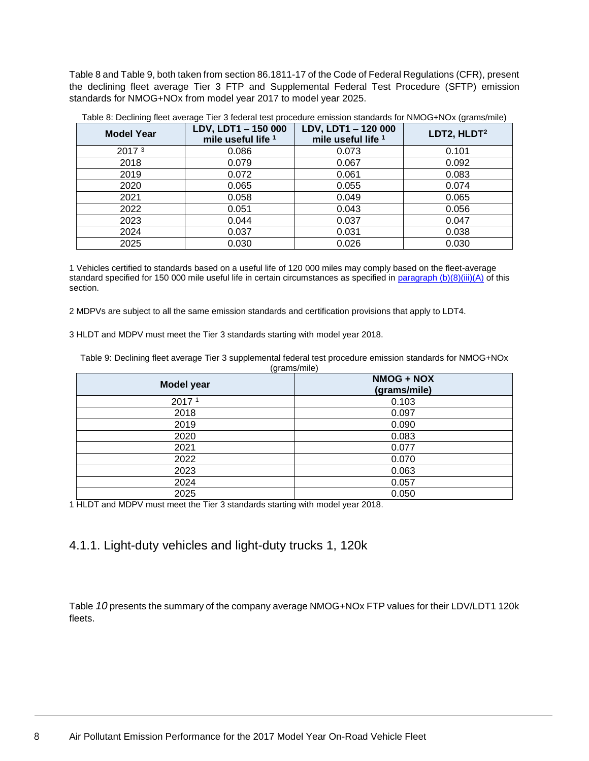Table 8 and Table 9, both taken from section 86.1811-17 of the Code of Federal Regulations (CFR), present the declining fleet average Tier 3 FTP and Supplemental Federal Test Procedure (SFTP) emission standards for NMOG+NOx from model year 2017 to model year 2025.

Table 8: Declining fleet average Tier 3 federal test procedure emission standards for NMOG+NOx (grams/mile)

| Model Year | LDV, LDT1 – 150 000 mile useful life [1] | LDV, LDT1 – 120 000 mile useful life [1] | LDT2, HLDT[2] |
|---|---|---|---|
| 2017 [3] | 0.086 | 0.073 | 0.101 |
| 2018 | 0.079 | 0.067 | 0.092 |
| 2019 | 0.072 | 0.061 | 0.083 |
| 2020 | 0.065 | 0.055 | 0.074 |
| 2021 | 0.058 | 0.049 | 0.065 |
| 2022 | 0.051 | 0.043 | 0.056 |
| 2023 | 0.044 | 0.037 | 0.047 |
| 2024 | 0.037 | 0.031 | 0.038 |
| 2025 | 0.030 | 0.026 | 0.030 |

1 Vehicles certified to standards based on a useful life of 120 000 miles may comply based on the fleet-average standard specified for 150 000 mile useful life in certain circumstances as specified in paragraph (b)(8)(iii)(A) of this section.

2 MDPVs are subject to all the same emission standards and certification provisions that apply to LDT4.

3 HLDT and MDPV must meet the Tier 3 standards starting with model year 2018.

Table 9: Declining fleet average Tier 3 supplemental federal test procedure emission standards for NMOG+NOx (grams/mile)

| Model year | NMOG + NOX (grams/mile) |
|---|---|
| 2017 [1] | 0.103 |
| 2018 | 0.097 |
| 2019 | 0.090 |
| 2020 | 0.083 |
| 2021 | 0.077 |
| 2022 | 0.070 |
| 2023 | 0.063 |
| 2024 | 0.057 |
| 2025 | 0.050 |

1 HLDT and MDPV must meet the Tier 3 standards starting with model year 2018.

### 4.1.1. Light-duty vehicles and light-duty trucks 1, 120k

Table *10* presents the summary of the company average NMOG+NOx FTP values for their LDV/LDT1 120k fleets.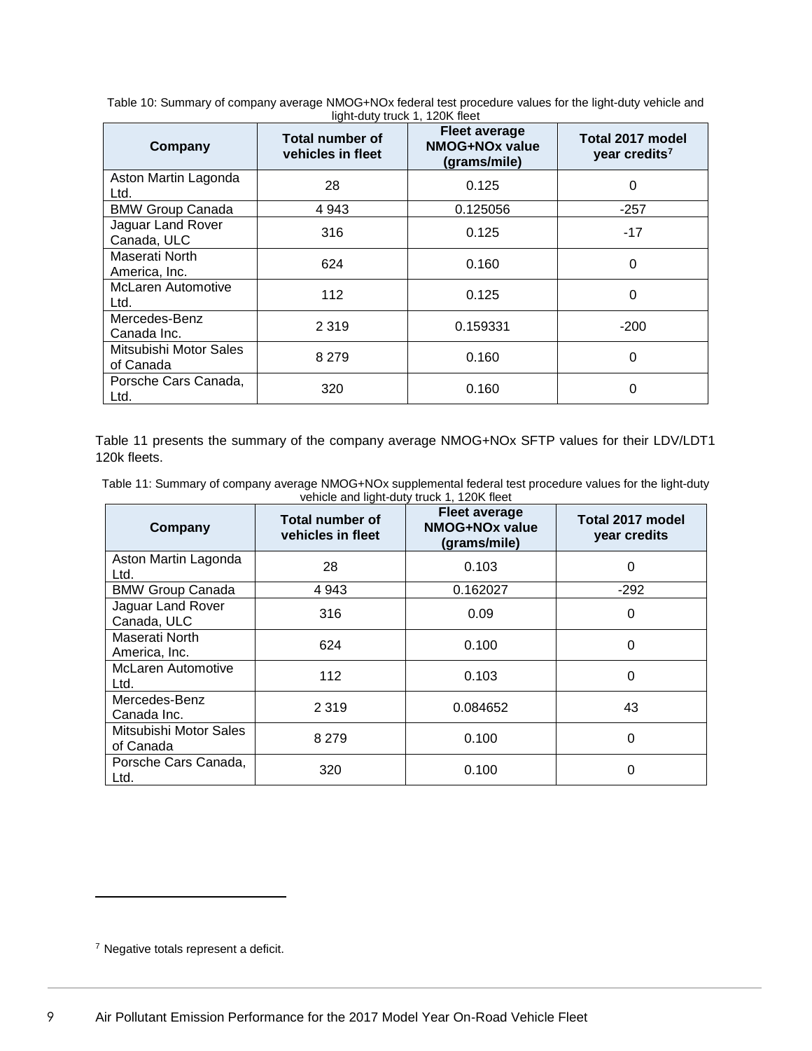Table 10: Summary of company average NMOG+NOx federal test procedure values for the light-duty vehicle and light-duty truck 1, 120K fleet

| Company | Total number of vehicles in fleet | Fleet average NMOG+NOx value (grams/mile) | Total 2017 model year credits[7] |
|---|---|---|---|
| Aston Martin Lagonda Ltd. | 28 | 0.125 | 0 |
| BMW Group Canada | 4 943 | 0.125056 | -257 |
| Jaguar Land Rover Canada, ULC | 316 | 0.125 | -17 |
| Maserati North America, Inc. | 624 | 0.160 | 0 |
| McLaren Automotive Ltd. | 112 | 0.125 | 0 |
| Mercedes-Benz Canada Inc. | 2 319 | 0.159331 | -200 |
| Mitsubishi Motor Sales of Canada | 8 279 | 0.160 | 0 |
| Porsche Cars Canada, Ltd. | 320 | 0.160 | 0 |

Table 11 presents the summary of the company average NMOG+NOx SFTP values for their LDV/LDT1 120k fleets.

Table 11: Summary of company average NMOG+NOx supplemental federal test procedure values for the light-duty vehicle and light-duty truck 1, 120K fleet

| Company | Total number of vehicles in fleet | Fleet average NMOG+NOx value (grams/mile) | Total 2017 model year credits |
|---|---|---|---|
| Aston Martin Lagonda Ltd. | 28 | 0.103 | 0 |
| BMW Group Canada | 4 943 | 0.162027 | -292 |
| Jaguar Land Rover Canada, ULC | 316 | 0.09 | 0 |
| Maserati North America, Inc. | 624 | 0.100 | 0 |
| McLaren Automotive Ltd. | 112 | 0.103 | 0 |
| Mercedes-Benz Canada Inc. | 2 319 | 0.084652 | 43 |
| Mitsubishi Motor Sales of Canada | 8 279 | 0.100 | 0 |
| Porsche Cars Canada, Ltd. | 320 | 0.100 | 0 |

[7] Negative totals represent a deficit.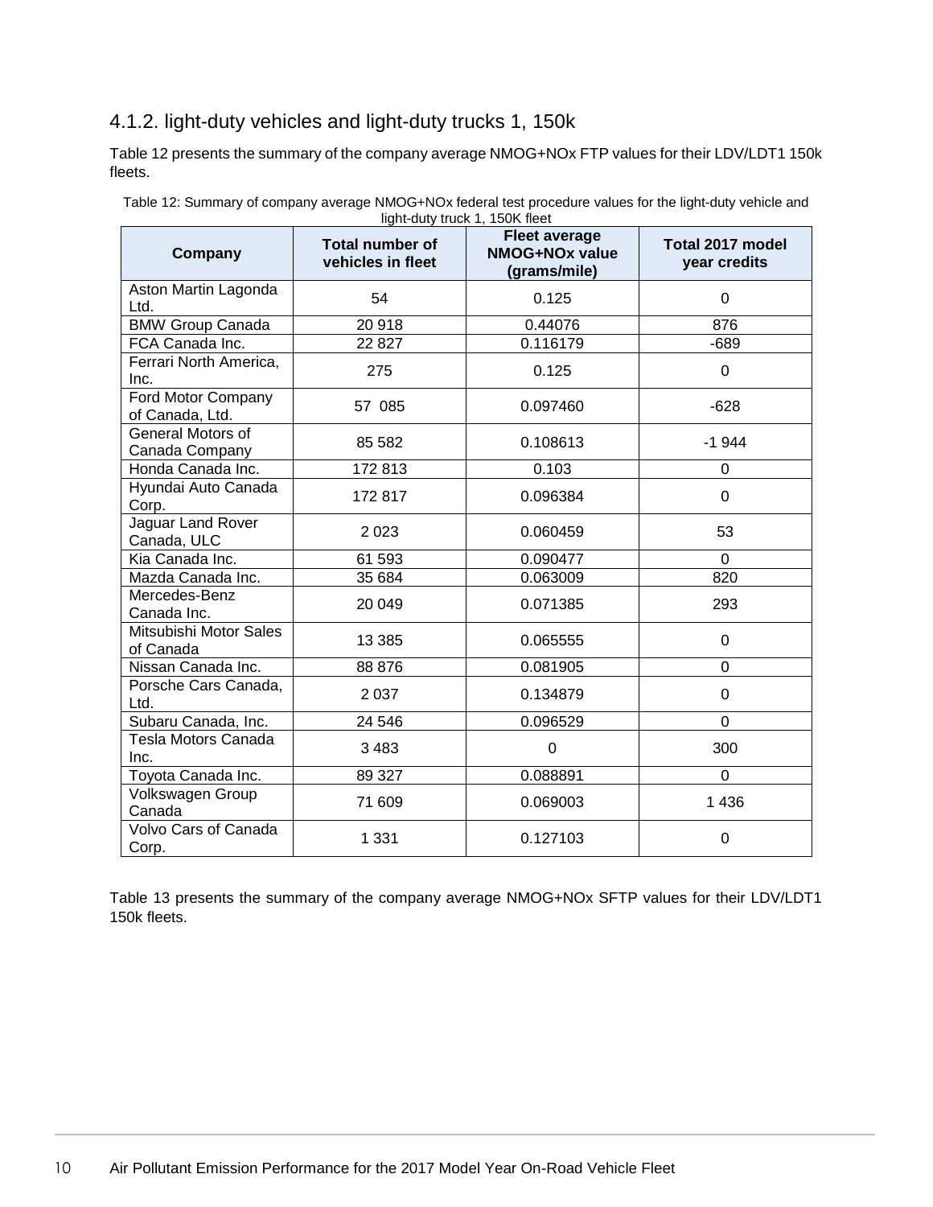### 4.1.2. light-duty vehicles and light-duty trucks 1, 150k

Table 12 presents the summary of the company average NMOG+NOx FTP values for their LDV/LDT1 150k fleets.

Table 12: Summary of company average NMOG+NOx federal test procedure values for the light-duty vehicle and light-duty truck 1, 150K fleet

| Company | Total number of vehicles in fleet | Fleet average NMOG+NOx value (grams/mile) | Total 2017 model year credits |
|---|---|---|---|
| Aston Martin Lagonda Ltd. | 54 | 0.125 | 0 |
| BMW Group Canada | 20 918 | 0.44076 | 876 |
| FCA Canada Inc. | 22 827 | 0.116179 | -689 |
| Ferrari North America, Inc. | 275 | 0.125 | 0 |
| Ford Motor Company of Canada, Ltd. | 57 085 | 0.097460 | -628 |
| General Motors of Canada Company | 85 582 | 0.108613 | -1 944 |
| Honda Canada Inc. | 172 813 | 0.103 | 0 |
| Hyundai Auto Canada Corp. | 172 817 | 0.096384 | 0 |
| Jaguar Land Rover Canada, ULC | 2 023 | 0.060459 | 53 |
| Kia Canada Inc. | 61 593 | 0.090477 | 0 |
| Mazda Canada Inc. | 35 684 | 0.063009 | 820 |
| Mercedes-Benz Canada Inc. | 20 049 | 0.071385 | 293 |
| Mitsubishi Motor Sales of Canada | 13 385 | 0.065555 | 0 |
| Nissan Canada Inc. | 88 876 | 0.081905 | 0 |
| Porsche Cars Canada, Ltd. | 2 037 | 0.134879 | 0 |
| Subaru Canada, Inc. | 24 546 | 0.096529 | 0 |
| Tesla Motors Canada Inc. | 3 483 | 0 | 300 |
| Toyota Canada Inc. | 89 327 | 0.088891 | 0 |
| Volkswagen Group Canada | 71 609 | 0.069003 | 1 436 |
| Volvo Cars of Canada Corp. | 1 331 | 0.127103 | 0 |

Table 13 presents the summary of the company average NMOG+NOx SFTP values for their LDV/LDT1 150k fleets.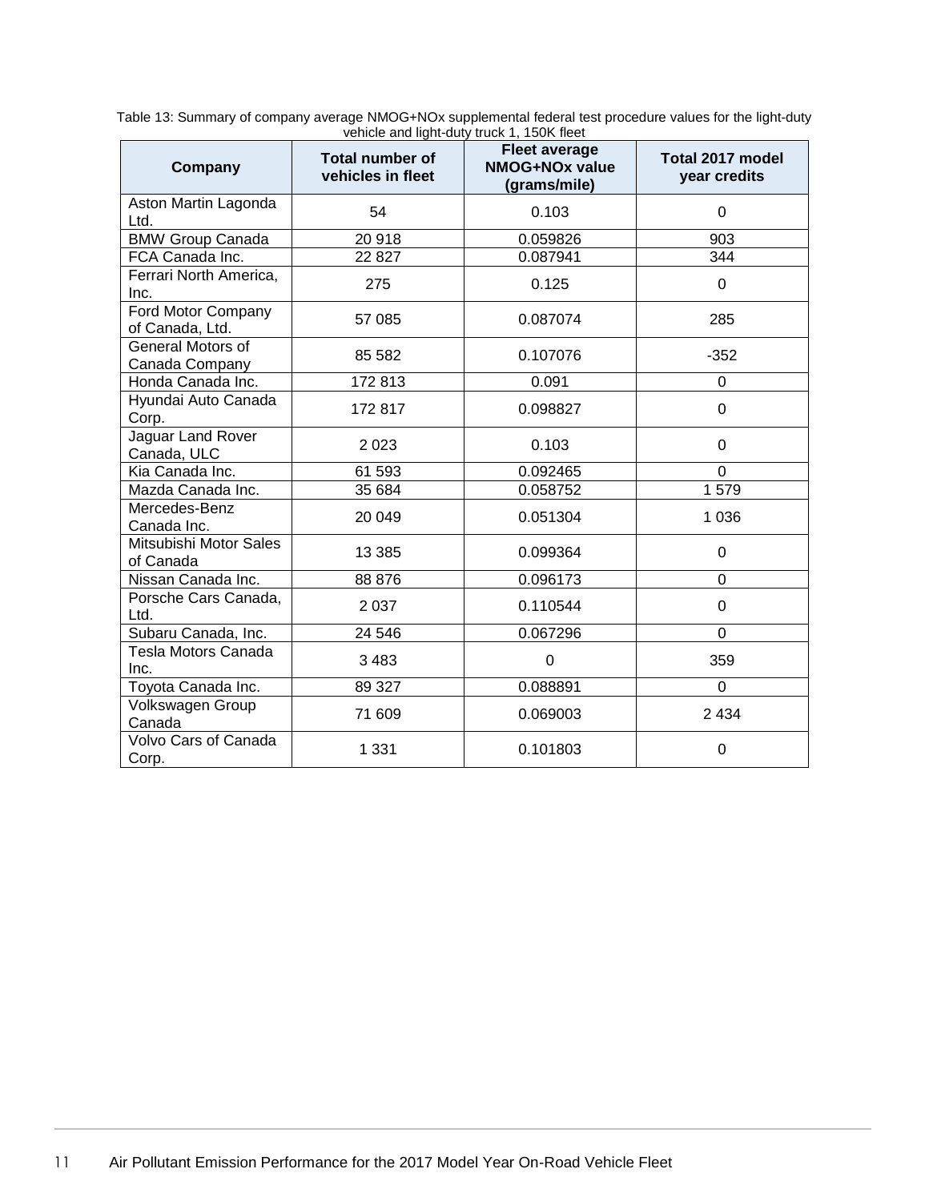Table 13: Summary of company average NMOG+NOx supplemental federal test procedure values for the light-duty vehicle and light-duty truck 1, 150K fleet

| Company | Total number of vehicles in fleet | Fleet average NMOG+NOx value (grams/mile) | Total 2017 model year credits |
|---|---|---|---|
| Aston Martin Lagonda Ltd. | 54 | 0.103 | 0 |
| BMW Group Canada | 20 918 | 0.059826 | 903 |
| FCA Canada Inc. | 22 827 | 0.087941 | 344 |
| Ferrari North America, Inc. | 275 | 0.125 | 0 |
| Ford Motor Company of Canada, Ltd. | 57 085 | 0.087074 | 285 |
| General Motors of Canada Company | 85 582 | 0.107076 | -352 |
| Honda Canada Inc. | 172 813 | 0.091 | 0 |
| Hyundai Auto Canada Corp. | 172 817 | 0.098827 | 0 |
| Jaguar Land Rover Canada, ULC | 2 023 | 0.103 | 0 |
| Kia Canada Inc. | 61 593 | 0.092465 | 0 |
| Mazda Canada Inc. | 35 684 | 0.058752 | 1 579 |
| Mercedes-Benz Canada Inc. | 20 049 | 0.051304 | 1 036 |
| Mitsubishi Motor Sales of Canada | 13 385 | 0.099364 | 0 |
| Nissan Canada Inc. | 88 876 | 0.096173 | 0 |
| Porsche Cars Canada, Ltd. | 2 037 | 0.110544 | 0 |
| Subaru Canada, Inc. | 24 546 | 0.067296 | 0 |
| Tesla Motors Canada Inc. | 3 483 | 0 | 359 |
| Toyota Canada Inc. | 89 327 | 0.088891 | 0 |
| Volkswagen Group Canada | 71 609 | 0.069003 | 2 434 |
| Volvo Cars of Canada Corp. | 1 331 | 0.101803 | 0 |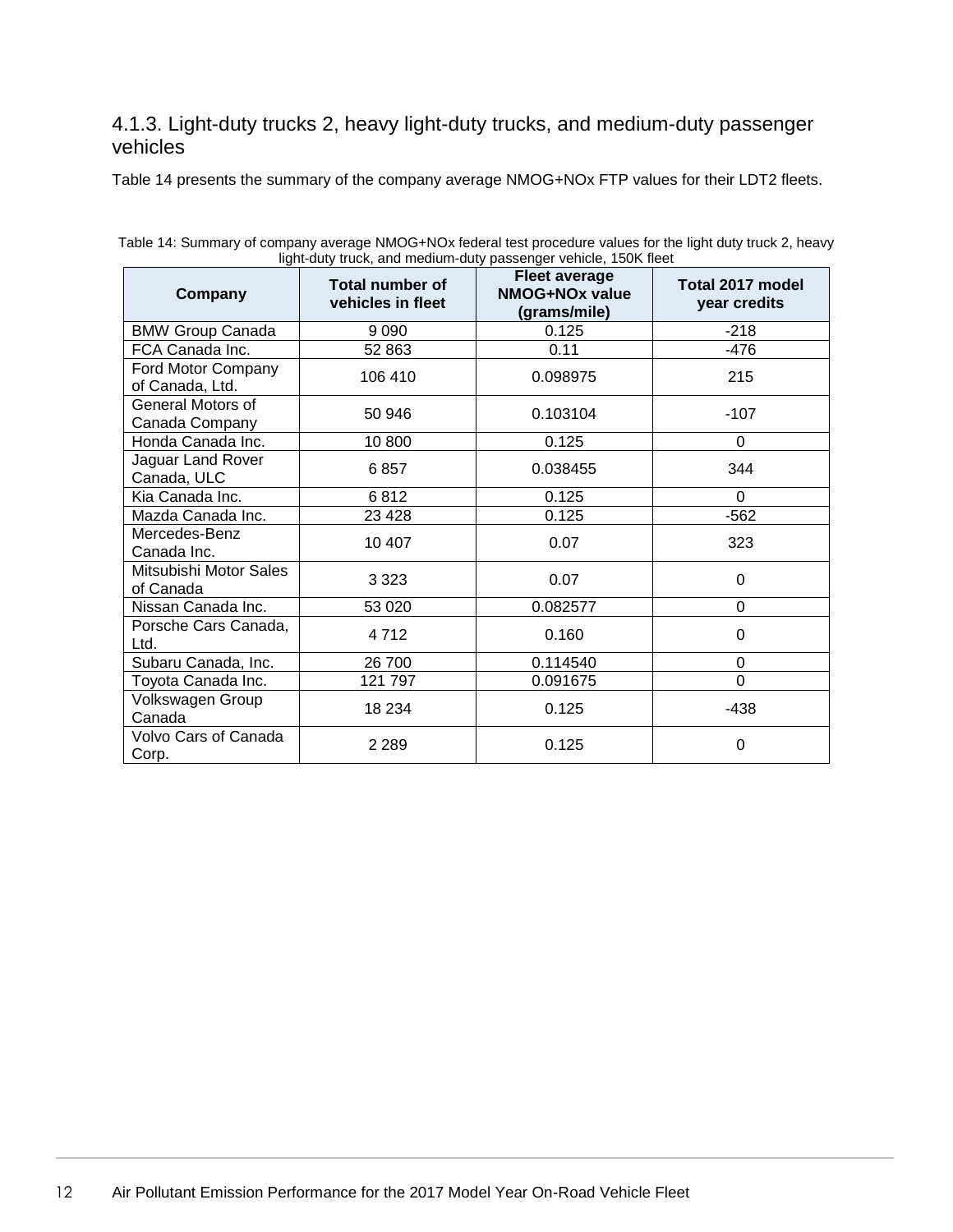### 4.1.3. Light-duty trucks 2, heavy light-duty trucks, and medium-duty passenger vehicles

Table 14 presents the summary of the company average NMOG+NOx FTP values for their LDT2 fleets.

Table 14: Summary of company average NMOG+NOx federal test procedure values for the light duty truck 2, heavy light-duty truck, and medium-duty passenger vehicle, 150K fleet

| Company | Total number of vehicles in fleet | Fleet average NMOG+NOx value (grams/mile) | Total 2017 model year credits |
|---|---|---|---|
| BMW Group Canada | 9 090 | 0.125 | -218 |
| FCA Canada Inc. | 52 863 | 0.11 | -476 |
| Ford Motor Company of Canada, Ltd. | 106 410 | 0.098975 | 215 |
| General Motors of Canada Company | 50 946 | 0.103104 | -107 |
| Honda Canada Inc. | 10 800 | 0.125 | 0 |
| Jaguar Land Rover Canada, ULC | 6 857 | 0.038455 | 344 |
| Kia Canada Inc. | 6 812 | 0.125 | 0 |
| Mazda Canada Inc. | 23 428 | 0.125 | -562 |
| Mercedes-Benz Canada Inc. | 10 407 | 0.07 | 323 |
| Mitsubishi Motor Sales of Canada | 3 323 | 0.07 | 0 |
| Nissan Canada Inc. | 53 020 | 0.082577 | 0 |
| Porsche Cars Canada, Ltd. | 4 712 | 0.160 | 0 |
| Subaru Canada, Inc. | 26 700 | 0.114540 | 0 |
| Toyota Canada Inc. | 121 797 | 0.091675 | 0 |
| Volkswagen Group Canada | 18 234 | 0.125 | -438 |
| Volvo Cars of Canada Corp. | 2 289 | 0.125 | 0 |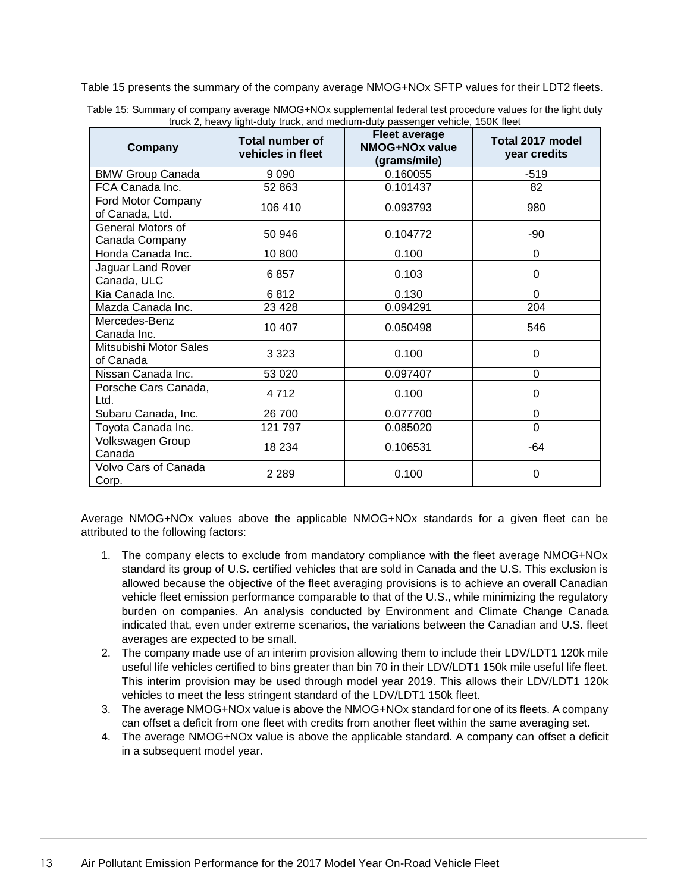Table 15 presents the summary of the company average NMOG+NOx SFTP values for their LDT2 fleets.

Table 15: Summary of company average NMOG+NOx supplemental federal test procedure values for the light duty truck 2, heavy light-duty truck, and medium-duty passenger vehicle, 150K fleet

| Company | Total number of vehicles in fleet | Fleet average NMOG+NOx value (grams/mile) | Total 2017 model year credits |
|---|---|---|---|
| BMW Group Canada | 9 090 | 0.160055 | -519 |
| FCA Canada Inc. | 52 863 | 0.101437 | 82 |
| Ford Motor Company of Canada, Ltd. | 106 410 | 0.093793 | 980 |
| General Motors of Canada Company | 50 946 | 0.104772 | -90 |
| Honda Canada Inc. | 10 800 | 0.100 | 0 |
| Jaguar Land Rover Canada, ULC | 6 857 | 0.103 | 0 |
| Kia Canada Inc. | 6 812 | 0.130 | 0 |
| Mazda Canada Inc. | 23 428 | 0.094291 | 204 |
| Mercedes-Benz Canada Inc. | 10 407 | 0.050498 | 546 |
| Mitsubishi Motor Sales of Canada | 3 323 | 0.100 | 0 |
| Nissan Canada Inc. | 53 020 | 0.097407 | 0 |
| Porsche Cars Canada, Ltd. | 4 712 | 0.100 | 0 |
| Subaru Canada, Inc. | 26 700 | 0.077700 | 0 |
| Toyota Canada Inc. | 121 797 | 0.085020 | 0 |
| Volkswagen Group Canada | 18 234 | 0.106531 | -64 |
| Volvo Cars of Canada Corp. | 2 289 | 0.100 | 0 |

Average NMOG+NOx values above the applicable NMOG+NOx standards for a given fleet can be attributed to the following factors:

1. The company elects to exclude from mandatory compliance with the fleet average NMOG+NOx standard its group of U.S. certified vehicles that are sold in Canada and the U.S. This exclusion is allowed because the objective of the fleet averaging provisions is to achieve an overall Canadian vehicle fleet emission performance comparable to that of the U.S., while minimizing the regulatory burden on companies. An analysis conducted by Environment and Climate Change Canada indicated that, even under extreme scenarios, the variations between the Canadian and U.S. fleet averages are expected to be small.
2. The company made use of an interim provision allowing them to include their LDV/LDT1 120k mile useful life vehicles certified to bins greater than bin 70 in their LDV/LDT1 150k mile useful life fleet. This interim provision may be used through model year 2019. This allows their LDV/LDT1 120k vehicles to meet the less stringent standard of the LDV/LDT1 150k fleet.
3. The average NMOG+NOx value is above the NMOG+NOx standard for one of its fleets. A company can offset a deficit from one fleet with credits from another fleet within the same averaging set.
4. The average NMOG+NOx value is above the applicable standard. A company can offset a deficit in a subsequent model year.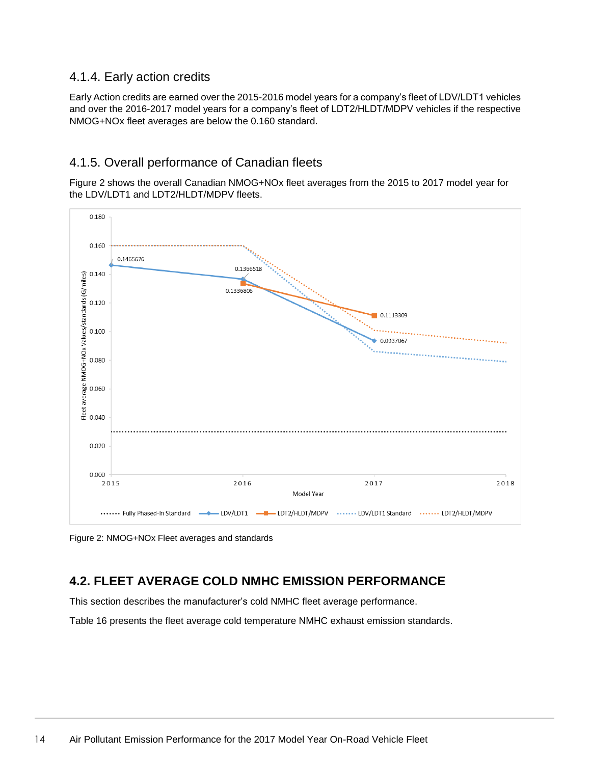### 4.1.4. Early action credits

Early Action credits are earned over the 2015-2016 model years for a company's fleet of LDV/LDT1 vehicles and over the 2016-2017 model years for a company's fleet of LDT2/HLDT/MDPV vehicles if the respective NMOG+NOx fleet averages are below the 0.160 standard.

### 4.1.5. Overall performance of Canadian fleets

Figure 2 shows the overall Canadian NMOG+NOx fleet averages from the 2015 to 2017 model year for the LDV/LDT1 and LDT2/HLDT/MDPV fleets.

Figure 2: NMOG+NOx Fleet averages and standards

## 4.2. FLEET AVERAGE COLD NMHC EMISSION PERFORMANCE

This section describes the manufacturer's cold NMHC fleet average performance.

Table 16 presents the fleet average cold temperature NMHC exhaust emission standards.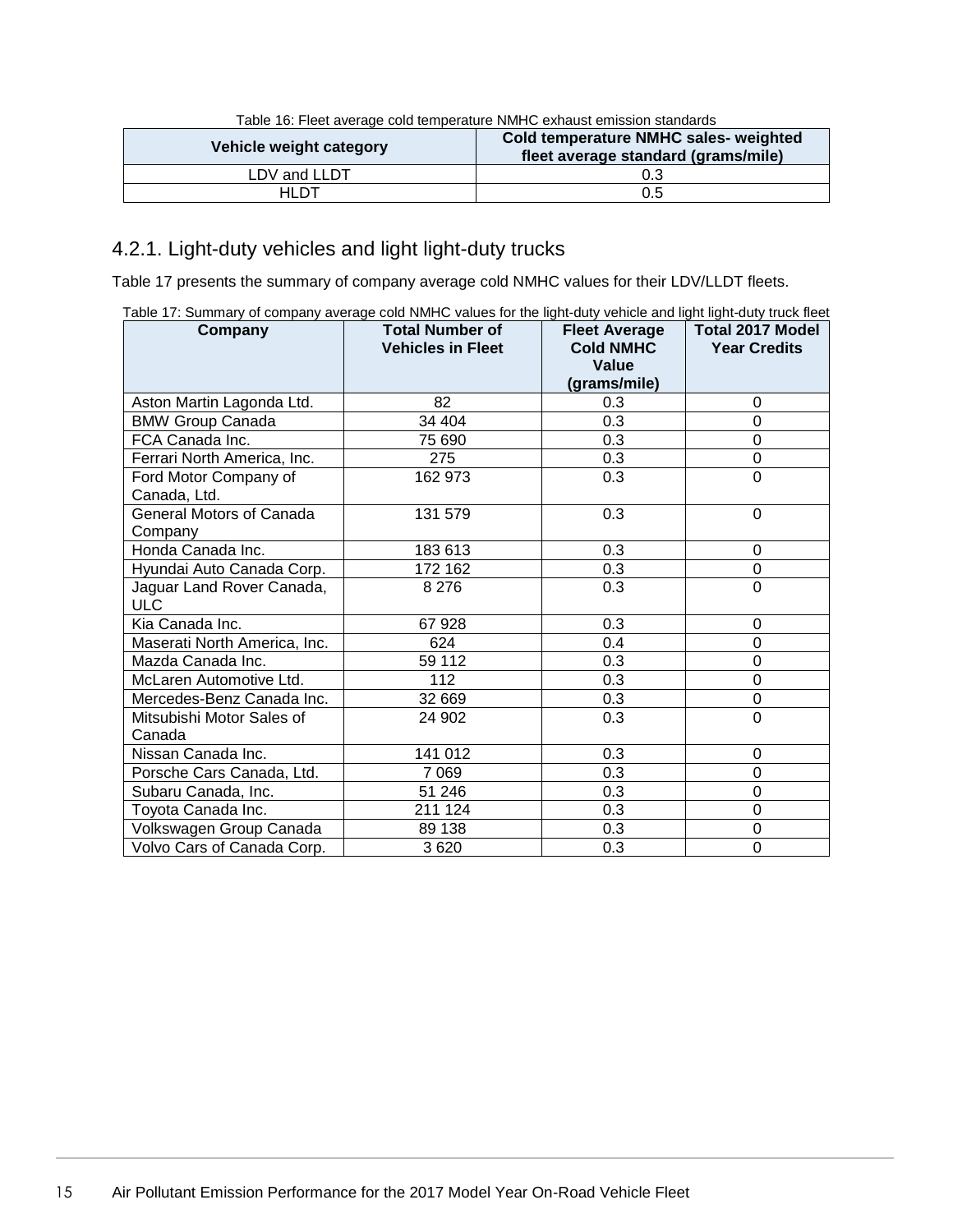Table 16: Fleet average cold temperature NMHC exhaust emission standards

| Vehicle weight category | Cold temperature NMHC sales- weighted fleet average standard (grams/mile) |
| --- | --- |
| LDV and LLDT | 0.3 |
| HLDT | 0.5 |

### 4.2.1. Light-duty vehicles and light light-duty trucks

Table 17 presents the summary of company average cold NMHC values for their LDV/LLDT fleets.

Table 17: Summary of company average cold NMHC values for the light-duty vehicle and light light-duty truck fleet

| Company | Total Number of Vehicles in Fleet | Fleet Average Cold NMHC Value (grams/mile) | Total 2017 Model Year Credits |
| --- | --- | --- | --- |
| Aston Martin Lagonda Ltd. | 82 | 0.3 | 0 |
| BMW Group Canada | 34 404 | 0.3 | 0 |
| FCA Canada Inc. | 75 690 | 0.3 | 0 |
| Ferrari North America, Inc. | 275 | 0.3 | 0 |
| Ford Motor Company of Canada, Ltd. | 162 973 | 0.3 | 0 |
| General Motors of Canada Company | 131 579 | 0.3 | 0 |
| Honda Canada Inc. | 183 613 | 0.3 | 0 |
| Hyundai Auto Canada Corp. | 172 162 | 0.3 | 0 |
| Jaguar Land Rover Canada, ULC | 8 276 | 0.3 | 0 |
| Kia Canada Inc. | 67 928 | 0.3 | 0 |
| Maserati North America, Inc. | 624 | 0.4 | 0 |
| Mazda Canada Inc. | 59 112 | 0.3 | 0 |
| McLaren Automotive Ltd. | 112 | 0.3 | 0 |
| Mercedes-Benz Canada Inc. | 32 669 | 0.3 | 0 |
| Mitsubishi Motor Sales of Canada | 24 902 | 0.3 | 0 |
| Nissan Canada Inc. | 141 012 | 0.3 | 0 |
| Porsche Cars Canada, Ltd. | 7 069 | 0.3 | 0 |
| Subaru Canada, Inc. | 51 246 | 0.3 | 0 |
| Toyota Canada Inc. | 211 124 | 0.3 | 0 |
| Volkswagen Group Canada | 89 138 | 0.3 | 0 |
| Volvo Cars of Canada Corp. | 3 620 | 0.3 | 0 |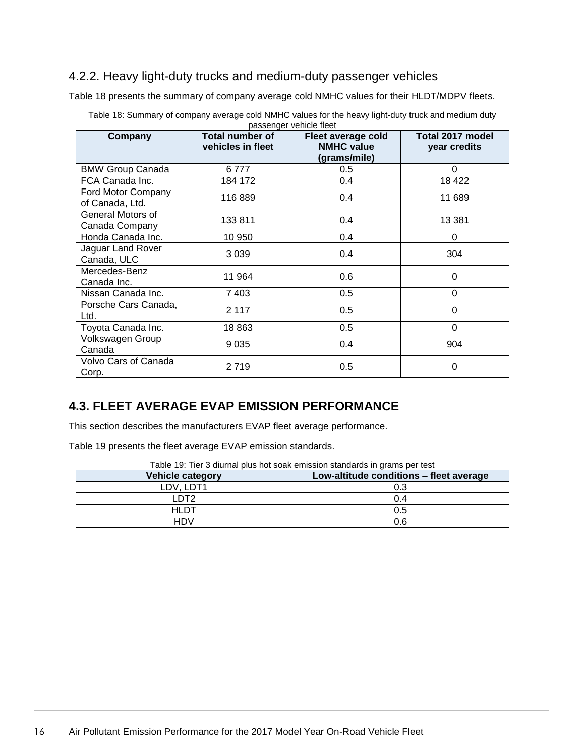### 4.2.2. Heavy light-duty trucks and medium-duty passenger vehicles

Table 18 presents the summary of company average cold NMHC values for their HLDT/MDPV fleets.

Table 18: Summary of company average cold NMHC values for the heavy light-duty truck and medium duty passenger vehicle fleet

| Company | Total number of vehicles in fleet | Fleet average cold NMHC value (grams/mile) | Total 2017 model year credits |
|---|---|---|---|
| BMW Group Canada | 6 777 | 0.5 | 0 |
| FCA Canada Inc. | 184 172 | 0.4 | 18 422 |
| Ford Motor Company of Canada, Ltd. | 116 889 | 0.4 | 11 689 |
| General Motors of Canada Company | 133 811 | 0.4 | 13 381 |
| Honda Canada Inc. | 10 950 | 0.4 | 0 |
| Jaguar Land Rover Canada, ULC | 3 039 | 0.4 | 304 |
| Mercedes-Benz Canada Inc. | 11 964 | 0.6 | 0 |
| Nissan Canada Inc. | 7 403 | 0.5 | 0 |
| Porsche Cars Canada, Ltd. | 2 117 | 0.5 | 0 |
| Toyota Canada Inc. | 18 863 | 0.5 | 0 |
| Volkswagen Group Canada | 9 035 | 0.4 | 904 |
| Volvo Cars of Canada Corp. | 2 719 | 0.5 | 0 |

## 4.3. FLEET AVERAGE EVAP EMISSION PERFORMANCE

This section describes the manufacturers EVAP fleet average performance.

Table 19 presents the fleet average EVAP emission standards.

Table 19: Tier 3 diurnal plus hot soak emission standards in grams per test

| Vehicle category | Low-altitude conditions – fleet average |
|---|---|
| LDV, LDT1 | 0.3 |
| LDT2 | 0.4 |
| HLDT | 0.5 |
| HDV | 0.6 |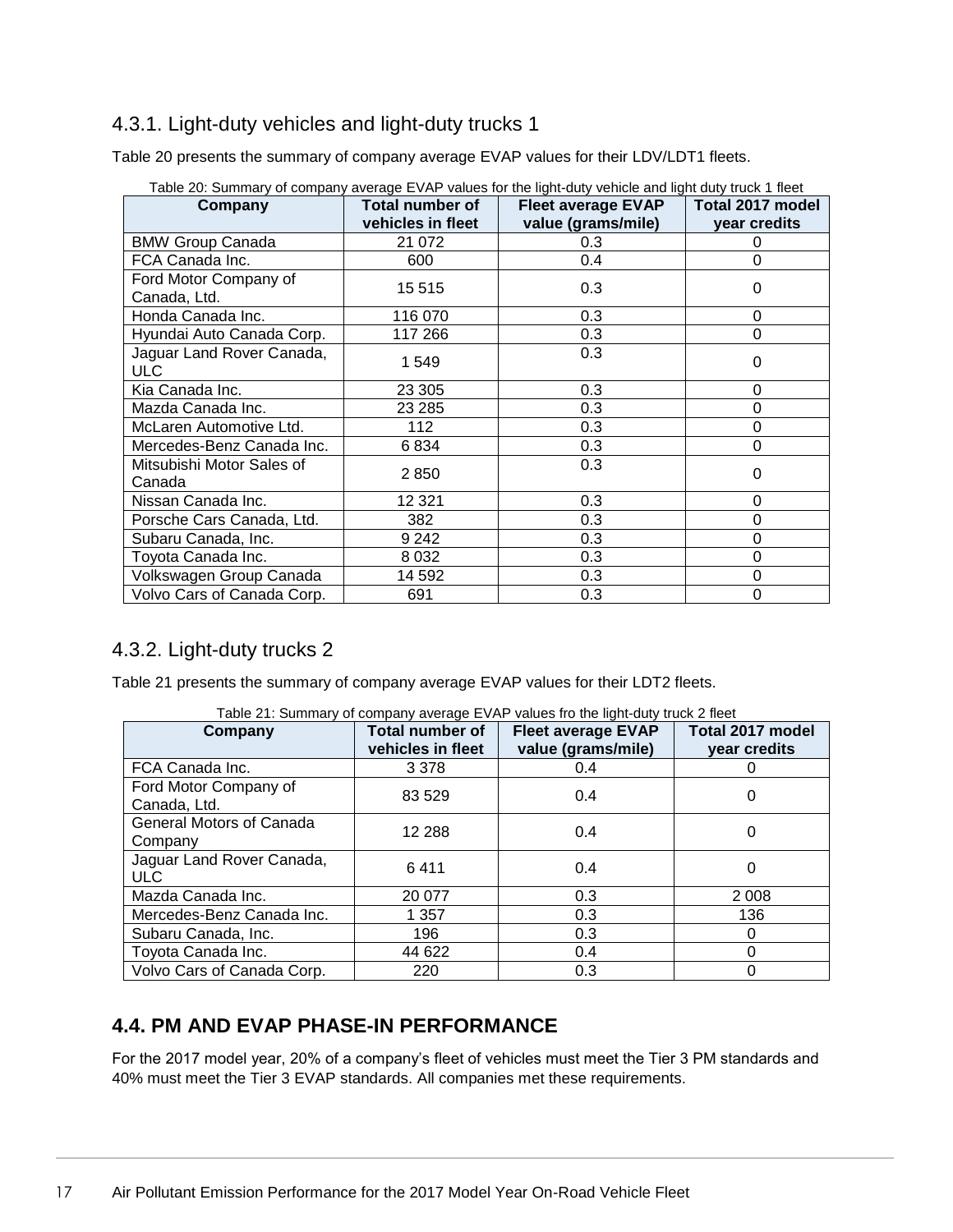### 4.3.1. Light-duty vehicles and light-duty trucks 1

Table 20 presents the summary of company average EVAP values for their LDV/LDT1 fleets.

Table 20: Summary of company average EVAP values for the light-duty vehicle and light duty truck 1 fleet

| Company | Total number of vehicles in fleet | Fleet average EVAP value (grams/mile) | Total 2017 model year credits |
|---|---|---|---|
| BMW Group Canada | 21 072 | 0.3 | 0 |
| FCA Canada Inc. | 600 | 0.4 | 0 |
| Ford Motor Company of Canada, Ltd. | 15 515 | 0.3 | 0 |
| Honda Canada Inc. | 116 070 | 0.3 | 0 |
| Hyundai Auto Canada Corp. | 117 266 | 0.3 | 0 |
| Jaguar Land Rover Canada, ULC | 1 549 | 0.3 | 0 |
| Kia Canada Inc. | 23 305 | 0.3 | 0 |
| Mazda Canada Inc. | 23 285 | 0.3 | 0 |
| McLaren Automotive Ltd. | 112 | 0.3 | 0 |
| Mercedes-Benz Canada Inc. | 6 834 | 0.3 | 0 |
| Mitsubishi Motor Sales of Canada | 2 850 | 0.3 | 0 |
| Nissan Canada Inc. | 12 321 | 0.3 | 0 |
| Porsche Cars Canada, Ltd. | 382 | 0.3 | 0 |
| Subaru Canada, Inc. | 9 242 | 0.3 | 0 |
| Toyota Canada Inc. | 8 032 | 0.3 | 0 |
| Volkswagen Group Canada | 14 592 | 0.3 | 0 |
| Volvo Cars of Canada Corp. | 691 | 0.3 | 0 |

### 4.3.2. Light-duty trucks 2

Table 21 presents the summary of company average EVAP values for their LDT2 fleets.

Table 21: Summary of company average EVAP values fro the light-duty truck 2 fleet

| Company | Total number of vehicles in fleet | Fleet average EVAP value (grams/mile) | Total 2017 model year credits |
|---|---|---|---|
| FCA Canada Inc. | 3 378 | 0.4 | 0 |
| Ford Motor Company of Canada, Ltd. | 83 529 | 0.4 | 0 |
| General Motors of Canada Company | 12 288 | 0.4 | 0 |
| Jaguar Land Rover Canada, ULC | 6 411 | 0.4 | 0 |
| Mazda Canada Inc. | 20 077 | 0.3 | 2 008 |
| Mercedes-Benz Canada Inc. | 1 357 | 0.3 | 136 |
| Subaru Canada, Inc. | 196 | 0.3 | 0 |
| Toyota Canada Inc. | 44 622 | 0.4 | 0 |
| Volvo Cars of Canada Corp. | 220 | 0.3 | 0 |

## 4.4. PM AND EVAP PHASE-IN PERFORMANCE

For the 2017 model year, 20% of a company's fleet of vehicles must meet the Tier 3 PM standards and 40% must meet the Tier 3 EVAP standards. All companies met these requirements.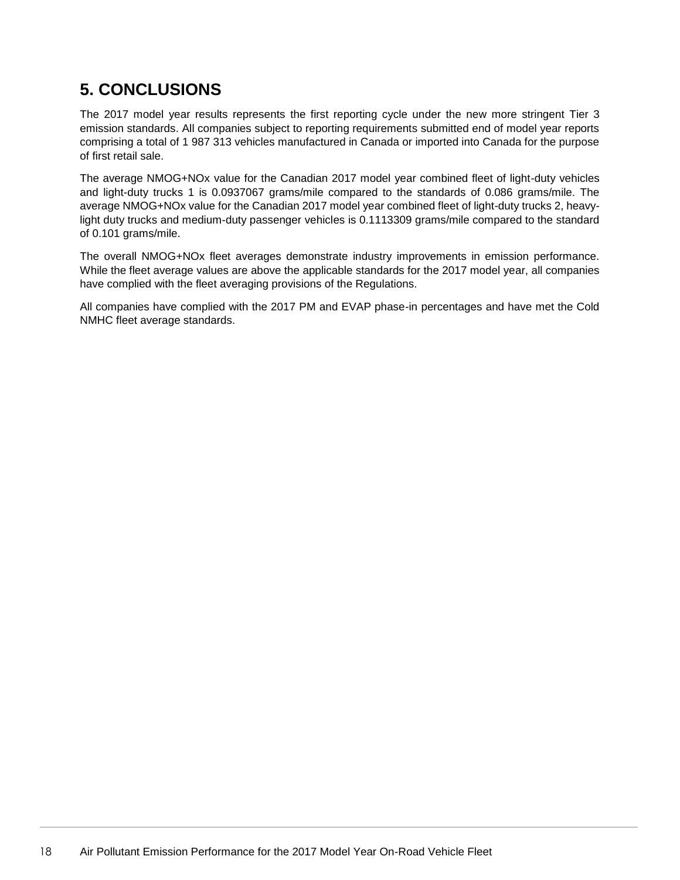# 5. CONCLUSIONS

The 2017 model year results represents the first reporting cycle under the new more stringent Tier 3 emission standards. All companies subject to reporting requirements submitted end of model year reports comprising a total of 1 987 313 vehicles manufactured in Canada or imported into Canada for the purpose of first retail sale.

The average NMOG+NOx value for the Canadian 2017 model year combined fleet of light-duty vehicles and light-duty trucks 1 is 0.0937067 grams/mile compared to the standards of 0.086 grams/mile. The average NMOG+NOx value for the Canadian 2017 model year combined fleet of light-duty trucks 2, heavy-light duty trucks and medium-duty passenger vehicles is 0.1113309 grams/mile compared to the standard of 0.101 grams/mile.

The overall NMOG+NOx fleet averages demonstrate industry improvements in emission performance. While the fleet average values are above the applicable standards for the 2017 model year, all companies have complied with the fleet averaging provisions of the Regulations.

All companies have complied with the 2017 PM and EVAP phase-in percentages and have met the Cold NMHC fleet average standards.